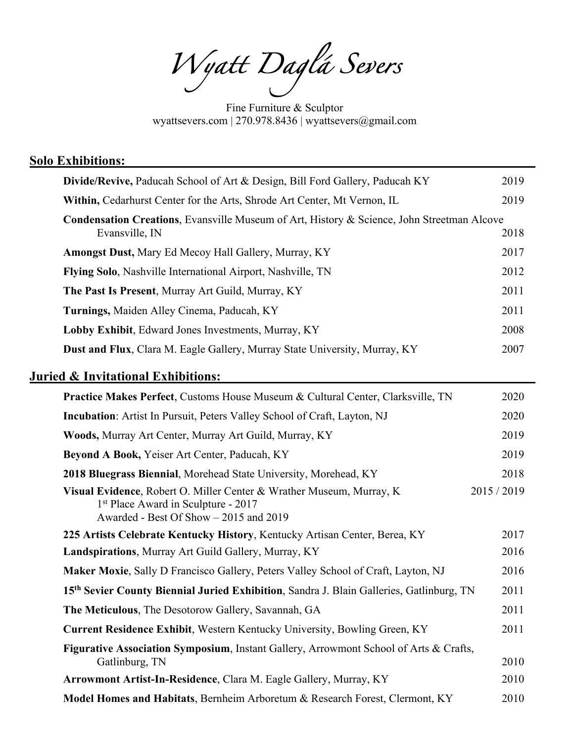# Wyatt Daglá Severs

Fine Furniture & Sculptor
wyattsevers.com | 270.978.8436 | wyattsevers@gmail.com

## Solo Exhibitions:

- **Divide/Revive,** Paducah School of Art & Design, Bill Ford Gallery, Paducah KY — 2019
- **Within,** Cedarhurst Center for the Arts, Shrode Art Center, Mt Vernon, IL — 2019
- **Condensation Creations**, Evansville Museum of Art, History & Science, John Streetman Alcove Evansville, IN — 2018
- **Amongst Dust,** Mary Ed Mecoy Hall Gallery, Murray, KY — 2017
- **Flying Solo**, Nashville International Airport, Nashville, TN — 2012
- **The Past Is Present**, Murray Art Guild, Murray, KY — 2011
- **Turnings,** Maiden Alley Cinema, Paducah, KY — 2011
- **Lobby Exhibit**, Edward Jones Investments, Murray, KY — 2008
- **Dust and Flux**, Clara M. Eagle Gallery, Murray State University, Murray, KY — 2007

## Juried & Invitational Exhibitions:

- **Practice Makes Perfect**, Customs House Museum & Cultural Center, Clarksville, TN — 2020
- **Incubation**: Artist In Pursuit, Peters Valley School of Craft, Layton, NJ — 2020
- **Woods,** Murray Art Center, Murray Art Guild, Murray, KY — 2019
- **Beyond A Book,** Yeiser Art Center, Paducah, KY — 2019
- **2018 Bluegrass Biennial**, Morehead State University, Morehead, KY — 2018
- **Visual Evidence**, Robert O. Miller Center & Wrather Museum, Murray, K — 2015 / 2019
  - 1st Place Award in Sculpture - 2017
  - Awarded - Best Of Show – 2015 and 2019
- **225 Artists Celebrate Kentucky History**, Kentucky Artisan Center, Berea, KY — 2017
- **Landspirations**, Murray Art Guild Gallery, Murray, KY — 2016
- **Maker Moxie**, Sally D Francisco Gallery, Peters Valley School of Craft, Layton, NJ — 2016
- **15th Sevier County Biennial Juried Exhibition**, Sandra J. Blain Galleries, Gatlinburg, TN — 2011
- **The Meticulous**, The Desotorow Gallery, Savannah, GA — 2011
- **Current Residence Exhibit**, Western Kentucky University, Bowling Green, KY — 2011
- **Figurative Association Symposium**, Instant Gallery, Arrowmont School of Arts & Crafts, Gatlinburg, TN — 2010
- **Arrowmont Artist-In-Residence**, Clara M. Eagle Gallery, Murray, KY — 2010
- **Model Homes and Habitats**, Bernheim Arboretum & Research Forest, Clermont, KY — 2010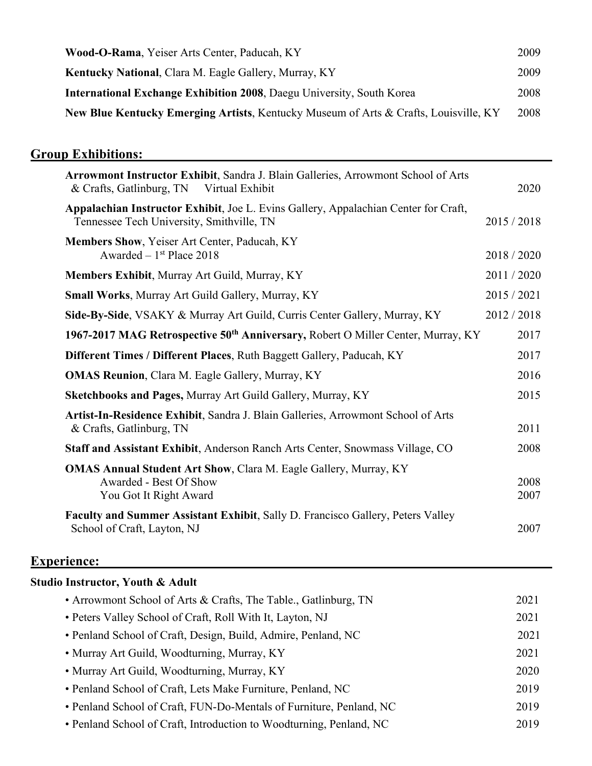**Wood-O-Rama**, Yeiser Arts Center, Paducah, KY 2009

**Kentucky National**, Clara M. Eagle Gallery, Murray, KY 2009

**International Exchange Exhibition 2008**, Daegu University, South Korea 2008

**New Blue Kentucky Emerging Artists**, Kentucky Museum of Arts & Crafts, Louisville, KY 2008

## Group Exhibitions:

**Arrowmont Instructor Exhibit**, Sandra J. Blain Galleries, Arrowmont School of Arts & Crafts, Gatlinburg, TN Virtual Exhibit 2020

**Appalachian Instructor Exhibit**, Joe L. Evins Gallery, Appalachian Center for Craft, Tennessee Tech University, Smithville, TN 2015 / 2018

**Members Show**, Yeiser Art Center, Paducah, KY 2018 / 2020
Awarded – 1st Place 2018

**Members Exhibit**, Murray Art Guild, Murray, KY 2011 / 2020

**Small Works**, Murray Art Guild Gallery, Murray, KY 2015 / 2021

**Side-By-Side**, VSAKY & Murray Art Guild, Curris Center Gallery, Murray, KY 2012 / 2018

**1967-2017 MAG Retrospective 50th Anniversary,** Robert O Miller Center, Murray, KY 2017

**Different Times / Different Places**, Ruth Baggett Gallery, Paducah, KY 2017

**OMAS Reunion**, Clara M. Eagle Gallery, Murray, KY 2016

**Sketchbooks and Pages,** Murray Art Guild Gallery, Murray, KY 2015

**Artist-In-Residence Exhibit**, Sandra J. Blain Galleries, Arrowmont School of Arts & Crafts, Gatlinburg, TN 2011

**Staff and Assistant Exhibit**, Anderson Ranch Arts Center, Snowmass Village, CO 2008

**OMAS Annual Student Art Show**, Clara M. Eagle Gallery, Murray, KY
Awarded - Best Of Show 2008
You Got It Right Award 2007

**Faculty and Summer Assistant Exhibit**, Sally D. Francisco Gallery, Peters Valley School of Craft, Layton, NJ 2007

## Experience:

**Studio Instructor, Youth & Adult**

- Arrowmont School of Arts & Crafts, The Table., Gatlinburg, TN 2021
- Peters Valley School of Craft, Roll With It, Layton, NJ 2021
- Penland School of Craft, Design, Build, Admire, Penland, NC 2021
- Murray Art Guild, Woodturning, Murray, KY 2021
- Murray Art Guild, Woodturning, Murray, KY 2020
- Penland School of Craft, Lets Make Furniture, Penland, NC 2019
- Penland School of Craft, FUN-Do-Mentals of Furniture, Penland, NC 2019
- Penland School of Craft, Introduction to Woodturning, Penland, NC 2019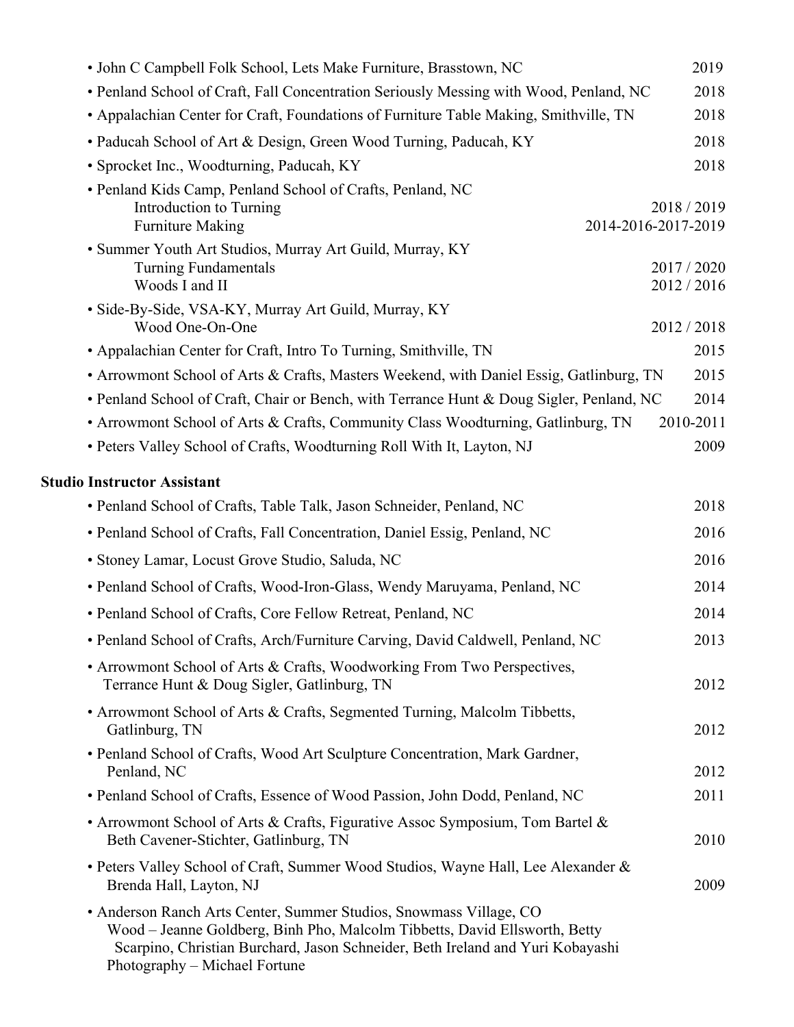- John C Campbell Folk School, Lets Make Furniture, Brasstown, NC 2019
- Penland School of Craft, Fall Concentration Seriously Messing with Wood, Penland, NC 2018
- Appalachian Center for Craft, Foundations of Furniture Table Making, Smithville, TN 2018
- Paducah School of Art & Design, Green Wood Turning, Paducah, KY 2018
- Sprocket Inc., Woodturning, Paducah, KY 2018
- Penland Kids Camp, Penland School of Crafts, Penland, NC
  - Introduction to Turning 2018 / 2019
  - Furniture Making 2014-2016-2017-2019
- Summer Youth Art Studios, Murray Art Guild, Murray, KY
  - Turning Fundamentals 2017 / 2020
  - Woods I and II 2012 / 2016
- Side-By-Side, VSA-KY, Murray Art Guild, Murray, KY
  - Wood One-On-One 2012 / 2018
- Appalachian Center for Craft, Intro To Turning, Smithville, TN 2015
- Arrowmont School of Arts & Crafts, Masters Weekend, with Daniel Essig, Gatlinburg, TN 2015
- Penland School of Craft, Chair or Bench, with Terrance Hunt & Doug Sigler, Penland, NC 2014
- Arrowmont School of Arts & Crafts, Community Class Woodturning, Gatlinburg, TN 2010-2011
- Peters Valley School of Crafts, Woodturning Roll With It, Layton, NJ 2009

**Studio Instructor Assistant**

- Penland School of Crafts, Table Talk, Jason Schneider, Penland, NC 2018
- Penland School of Crafts, Fall Concentration, Daniel Essig, Penland, NC 2016
- Stoney Lamar, Locust Grove Studio, Saluda, NC 2016
- Penland School of Crafts, Wood-Iron-Glass, Wendy Maruyama, Penland, NC 2014
- Penland School of Crafts, Core Fellow Retreat, Penland, NC 2014
- Penland School of Crafts, Arch/Furniture Carving, David Caldwell, Penland, NC 2013
- Arrowmont School of Arts & Crafts, Woodworking From Two Perspectives, Terrance Hunt & Doug Sigler, Gatlinburg, TN 2012
- Arrowmont School of Arts & Crafts, Segmented Turning, Malcolm Tibbetts, Gatlinburg, TN 2012
- Penland School of Crafts, Wood Art Sculpture Concentration, Mark Gardner, Penland, NC 2012
- Penland School of Crafts, Essence of Wood Passion, John Dodd, Penland, NC 2011
- Arrowmont School of Arts & Crafts, Figurative Assoc Symposium, Tom Bartel & Beth Cavener-Stichter, Gatlinburg, TN 2010
- Peters Valley School of Craft, Summer Wood Studios, Wayne Hall, Lee Alexander & Brenda Hall, Layton, NJ 2009
- Anderson Ranch Arts Center, Summer Studios, Snowmass Village, CO
  Wood – Jeanne Goldberg, Binh Pho, Malcolm Tibbetts, David Ellsworth, Betty Scarpino, Christian Burchard, Jason Schneider, Beth Ireland and Yuri Kobayashi
  Photography – Michael Fortune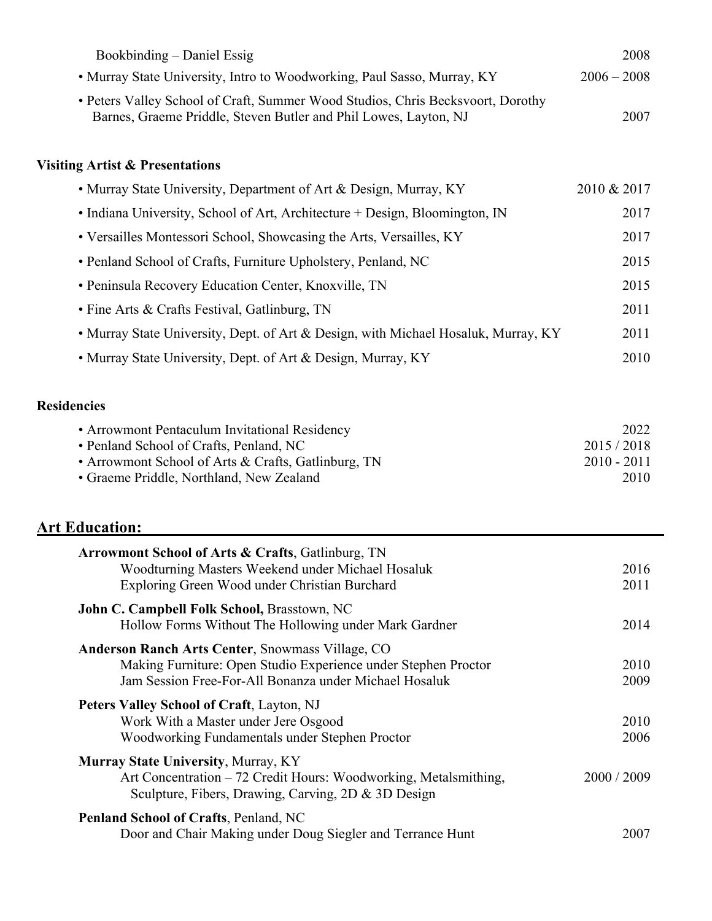Bookbinding – Daniel Essig 2008

- Murray State University, Intro to Woodworking, Paul Sasso, Murray, KY 2006 – 2008
- Peters Valley School of Craft, Summer Wood Studios, Chris Becksvoort, Dorothy Barnes, Graeme Priddle, Steven Butler and Phil Lowes, Layton, NJ 2007

### Visiting Artist & Presentations

- Murray State University, Department of Art & Design, Murray, KY 2010 & 2017
- Indiana University, School of Art, Architecture + Design, Bloomington, IN 2017
- Versailles Montessori School, Showcasing the Arts, Versailles, KY 2017
- Penland School of Crafts, Furniture Upholstery, Penland, NC 2015
- Peninsula Recovery Education Center, Knoxville, TN 2015
- Fine Arts & Crafts Festival, Gatlinburg, TN 2011
- Murray State University, Dept. of Art & Design, with Michael Hosaluk, Murray, KY 2011
- Murray State University, Dept. of Art & Design, Murray, KY 2010

### Residencies

- Arrowmont Pentaculum Invitational Residency 2022
- Penland School of Crafts, Penland, NC 2015 / 2018
- Arrowmont School of Arts & Crafts, Gatlinburg, TN 2010 - 2011
- Graeme Priddle, Northland, New Zealand 2010

## Art Education:

**Arrowmont School of Arts & Crafts**, Gatlinburg, TN
Woodturning Masters Weekend under Michael Hosaluk 2016
Exploring Green Wood under Christian Burchard 2011

**John C. Campbell Folk School,** Brasstown, NC
Hollow Forms Without The Hollowing under Mark Gardner 2014

**Anderson Ranch Arts Center**, Snowmass Village, CO
Making Furniture: Open Studio Experience under Stephen Proctor 2010
Jam Session Free-For-All Bonanza under Michael Hosaluk 2009

**Peters Valley School of Craft**, Layton, NJ
Work With a Master under Jere Osgood 2010
Woodworking Fundamentals under Stephen Proctor 2006

**Murray State University**, Murray, KY
Art Concentration – 72 Credit Hours: Woodworking, Metalsmithing, Sculpture, Fibers, Drawing, Carving, 2D & 3D Design 2000 / 2009

**Penland School of Crafts**, Penland, NC
Door and Chair Making under Doug Siegler and Terrance Hunt 2007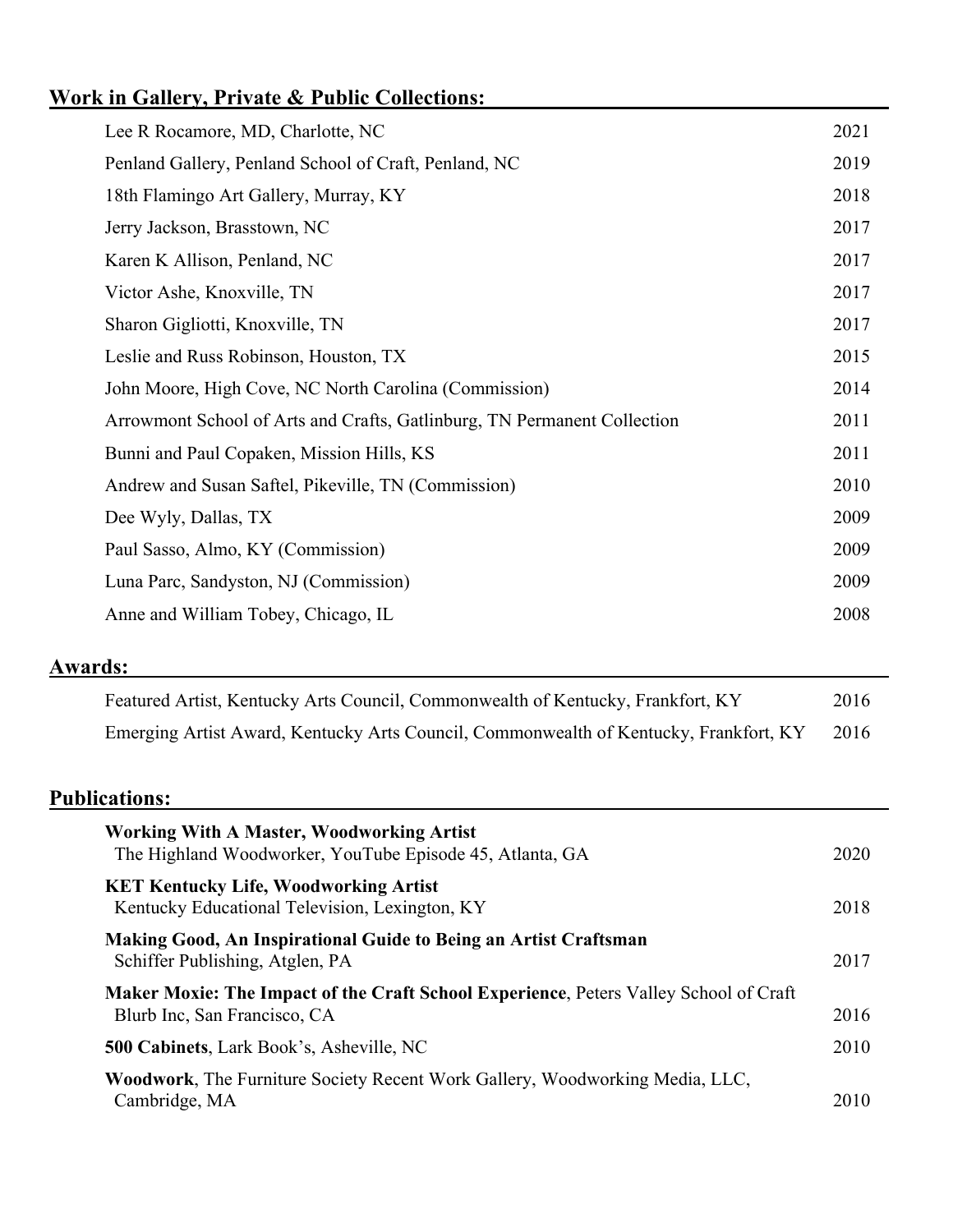## Work in Gallery, Private & Public Collections:

| | |
|---|---|
| Lee R Rocamore, MD, Charlotte, NC | 2021 |
| Penland Gallery, Penland School of Craft, Penland, NC | 2019 |
| 18th Flamingo Art Gallery, Murray, KY | 2018 |
| Jerry Jackson, Brasstown, NC | 2017 |
| Karen K Allison, Penland, NC | 2017 |
| Victor Ashe, Knoxville, TN | 2017 |
| Sharon Gigliotti, Knoxville, TN | 2017 |
| Leslie and Russ Robinson, Houston, TX | 2015 |
| John Moore, High Cove, NC North Carolina (Commission) | 2014 |
| Arrowmont School of Arts and Crafts, Gatlinburg, TN Permanent Collection | 2011 |
| Bunni and Paul Copaken, Mission Hills, KS | 2011 |
| Andrew and Susan Saftel, Pikeville, TN (Commission) | 2010 |
| Dee Wyly, Dallas, TX | 2009 |
| Paul Sasso, Almo, KY (Commission) | 2009 |
| Luna Parc, Sandyston, NJ (Commission) | 2009 |
| Anne and William Tobey, Chicago, IL | 2008 |

## Awards:

| | |
|---|---|
| Featured Artist, Kentucky Arts Council, Commonwealth of Kentucky, Frankfort, KY | 2016 |
| Emerging Artist Award, Kentucky Arts Council, Commonwealth of Kentucky, Frankfort, KY | 2016 |

## Publications:

| | |
|---|---|
| **Working With A Master, Woodworking Artist**<br>The Highland Woodworker, YouTube Episode 45, Atlanta, GA | 2020 |
| **KET Kentucky Life, Woodworking Artist**<br>Kentucky Educational Television, Lexington, KY | 2018 |
| **Making Good, An Inspirational Guide to Being an Artist Craftsman**<br>Schiffer Publishing, Atglen, PA | 2017 |
| **Maker Moxie: The Impact of the Craft School Experience**, Peters Valley School of Craft<br>Blurb Inc, San Francisco, CA | 2016 |
| **500 Cabinets**, Lark Book's, Asheville, NC | 2010 |
| **Woodwork**, The Furniture Society Recent Work Gallery, Woodworking Media, LLC,<br>Cambridge, MA | 2010 |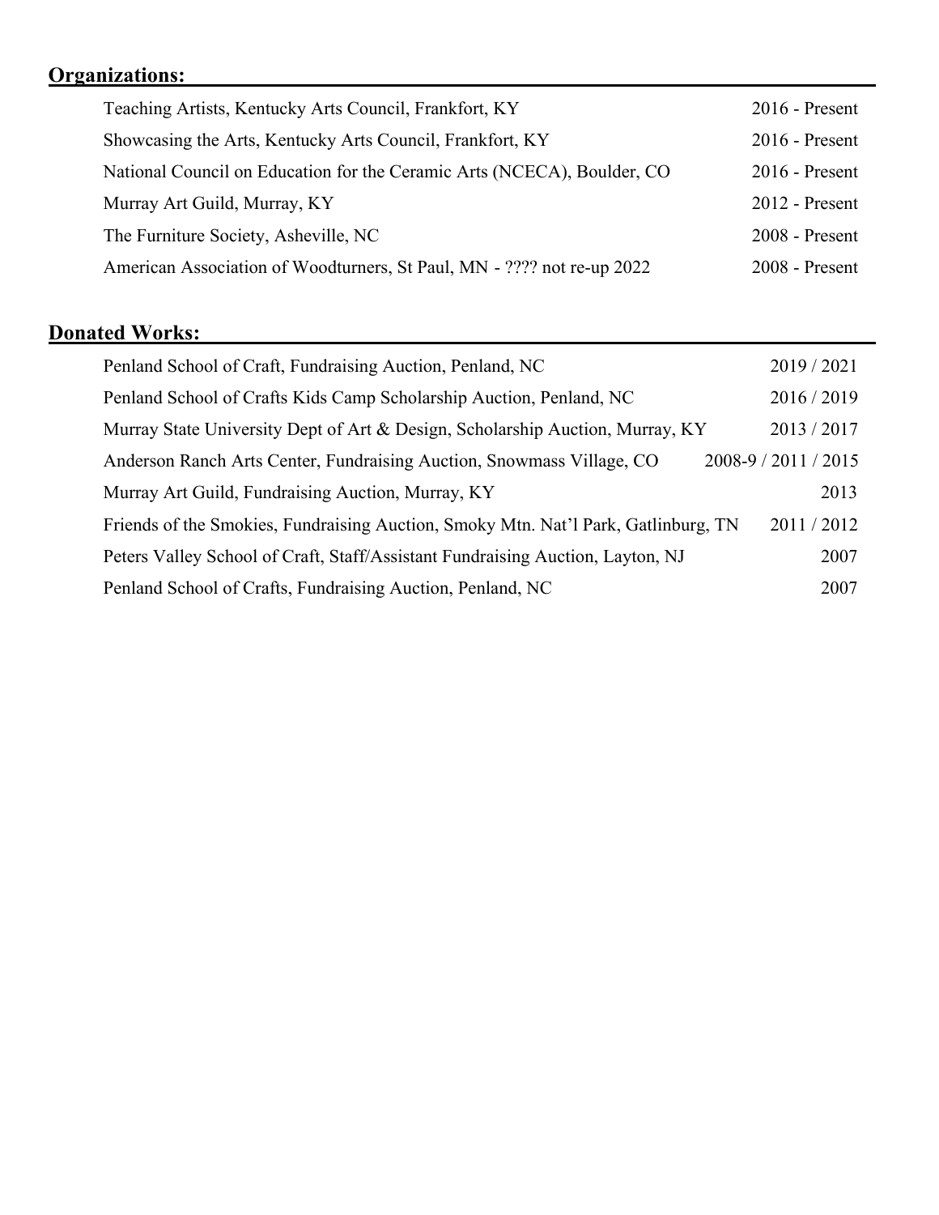## Organizations:

| | |
|---|---|
| Teaching Artists, Kentucky Arts Council, Frankfort, KY | 2016 - Present |
| Showcasing the Arts, Kentucky Arts Council, Frankfort, KY | 2016 - Present |
| National Council on Education for the Ceramic Arts (NCECA), Boulder, CO | 2016 - Present |
| Murray Art Guild, Murray, KY | 2012 - Present |
| The Furniture Society, Asheville, NC | 2008 - Present |
| American Association of Woodturners, St Paul, MN - ???? not re-up 2022 | 2008 - Present |

## Donated Works:

| | |
|---|---|
| Penland School of Craft, Fundraising Auction, Penland, NC | 2019 / 2021 |
| Penland School of Crafts Kids Camp Scholarship Auction, Penland, NC | 2016 / 2019 |
| Murray State University Dept of Art & Design, Scholarship Auction, Murray, KY | 2013 / 2017 |
| Anderson Ranch Arts Center, Fundraising Auction, Snowmass Village, CO | 2008-9 / 2011 / 2015 |
| Murray Art Guild, Fundraising Auction, Murray, KY | 2013 |
| Friends of the Smokies, Fundraising Auction, Smoky Mtn. Nat'l Park, Gatlinburg, TN | 2011 / 2012 |
| Peters Valley School of Craft, Staff/Assistant Fundraising Auction, Layton, NJ | 2007 |
| Penland School of Crafts, Fundraising Auction, Penland, NC | 2007 |